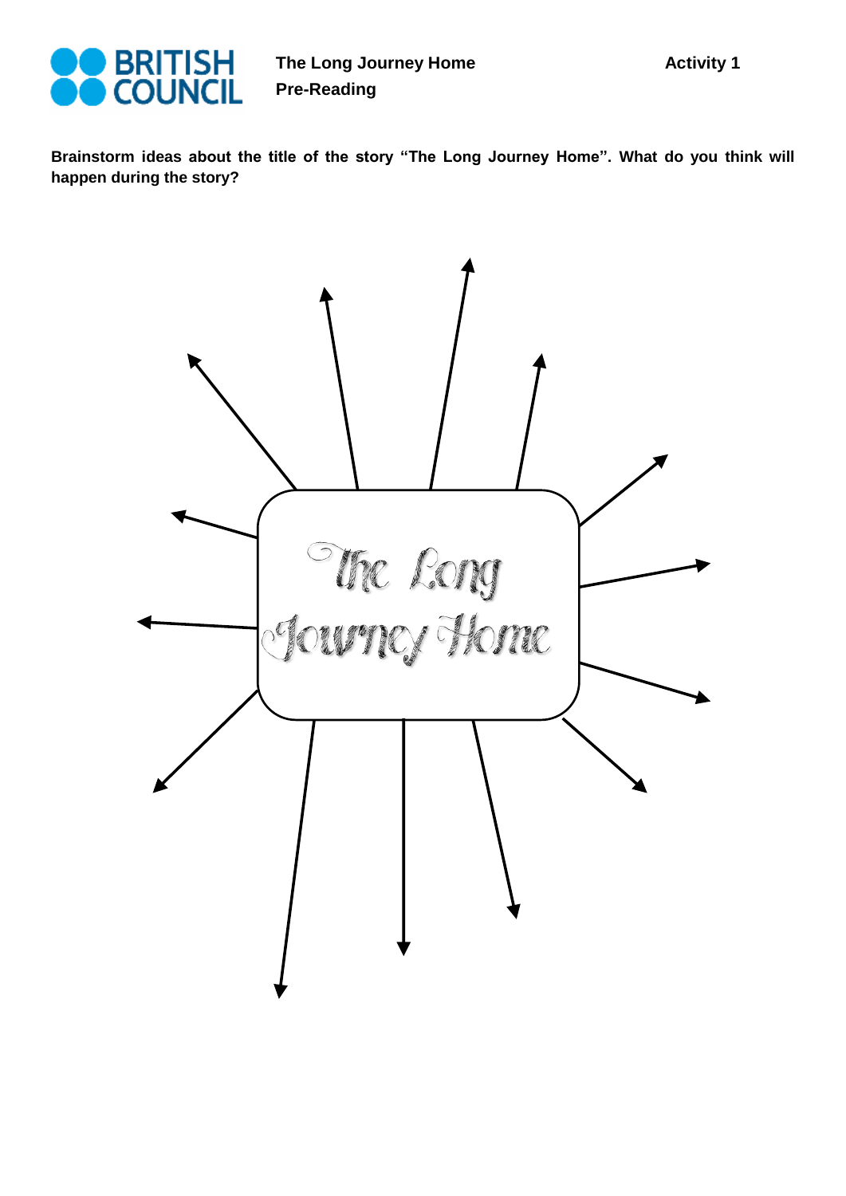BRITISH COUNCIL

**The Long Journey Home**
**Pre-Reading**

**Activity 1**

**Brainstorm ideas about the title of the story "The Long Journey Home". What do you think will happen during the story?**

The Long Journey Home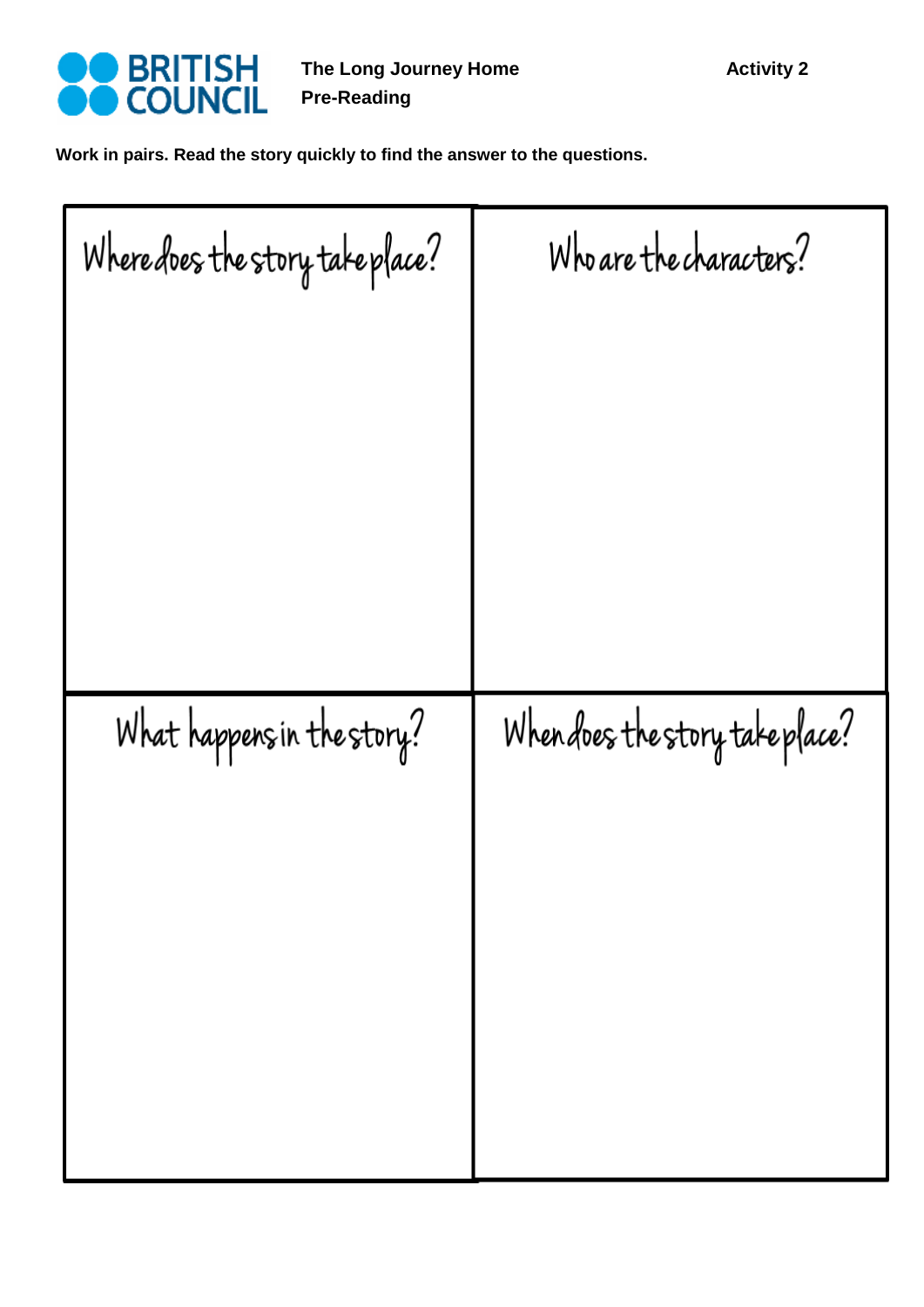**The Long Journey Home**

**Pre-Reading**

**Activity 2**

**Work in pairs. Read the story quickly to find the answer to the questions.**

| Where does the story take place? | Who are the characters? |
| --- | --- |
| | |
| **What happens in the story?** | **When does the story take place?** |
| | |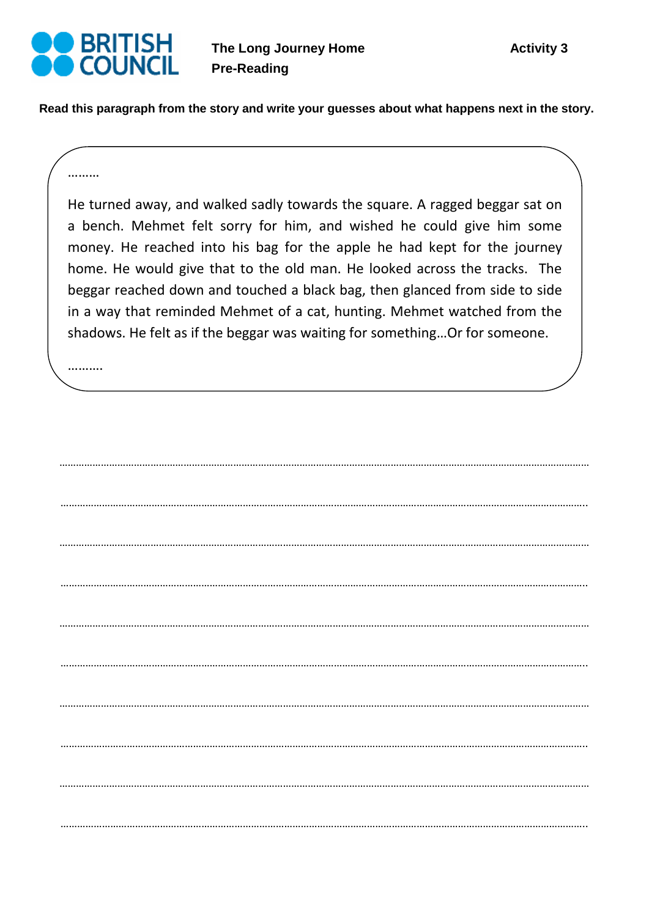BRITISH COUNCIL

**The Long Journey Home**
**Pre-Reading**

**Activity 3**

**Read this paragraph from the story and write your guesses about what happens next in the story.**

………

He turned away, and walked sadly towards the square. A ragged beggar sat on a bench. Mehmet felt sorry for him, and wished he could give him some money. He reached into his bag for the apple he had kept for the journey home. He would give that to the old man. He looked across the tracks. The beggar reached down and touched a black bag, then glanced from side to side in a way that reminded Mehmet of a cat, hunting. Mehmet watched from the shadows. He felt as if the beggar was waiting for something…Or for someone.

……….

…………………………………………………………………………………………………………………………………………………………

…………………………………………………………………………………………………………………………………………………………

…………………………………………………………………………………………………………………………………………………………

…………………………………………………………………………………………………………………………………………………………

…………………………………………………………………………………………………………………………………………………………

…………………………………………………………………………………………………………………………………………………………

…………………………………………………………………………………………………………………………………………………………

…………………………………………………………………………………………………………………………………………………………

…………………………………………………………………………………………………………………………………………………………

…………………………………………………………………………………………………………………………………………………………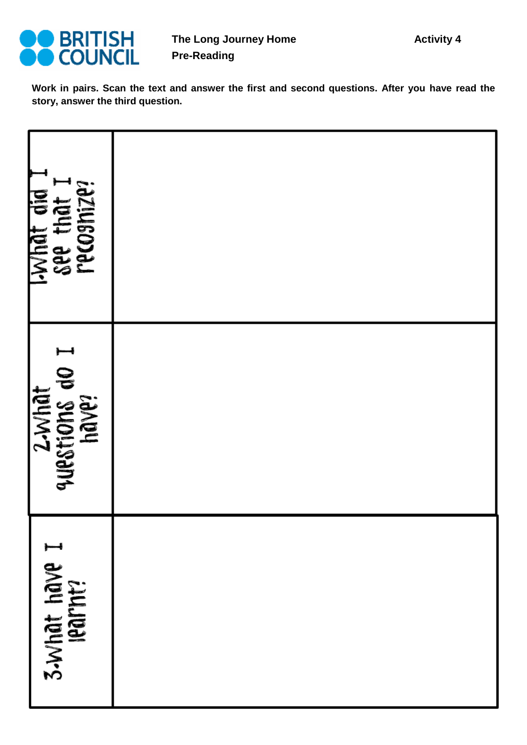**The Long Journey Home** **Activity 4**

**Pre-Reading**

**Work in pairs. Scan the text and answer the first and second questions. After you have read the story, answer the third question.**

| | |
|---|---|
| 1. What did I see that I recognize? | |
| 2. What questions do I have? | |
| 3. What have I learnt? | |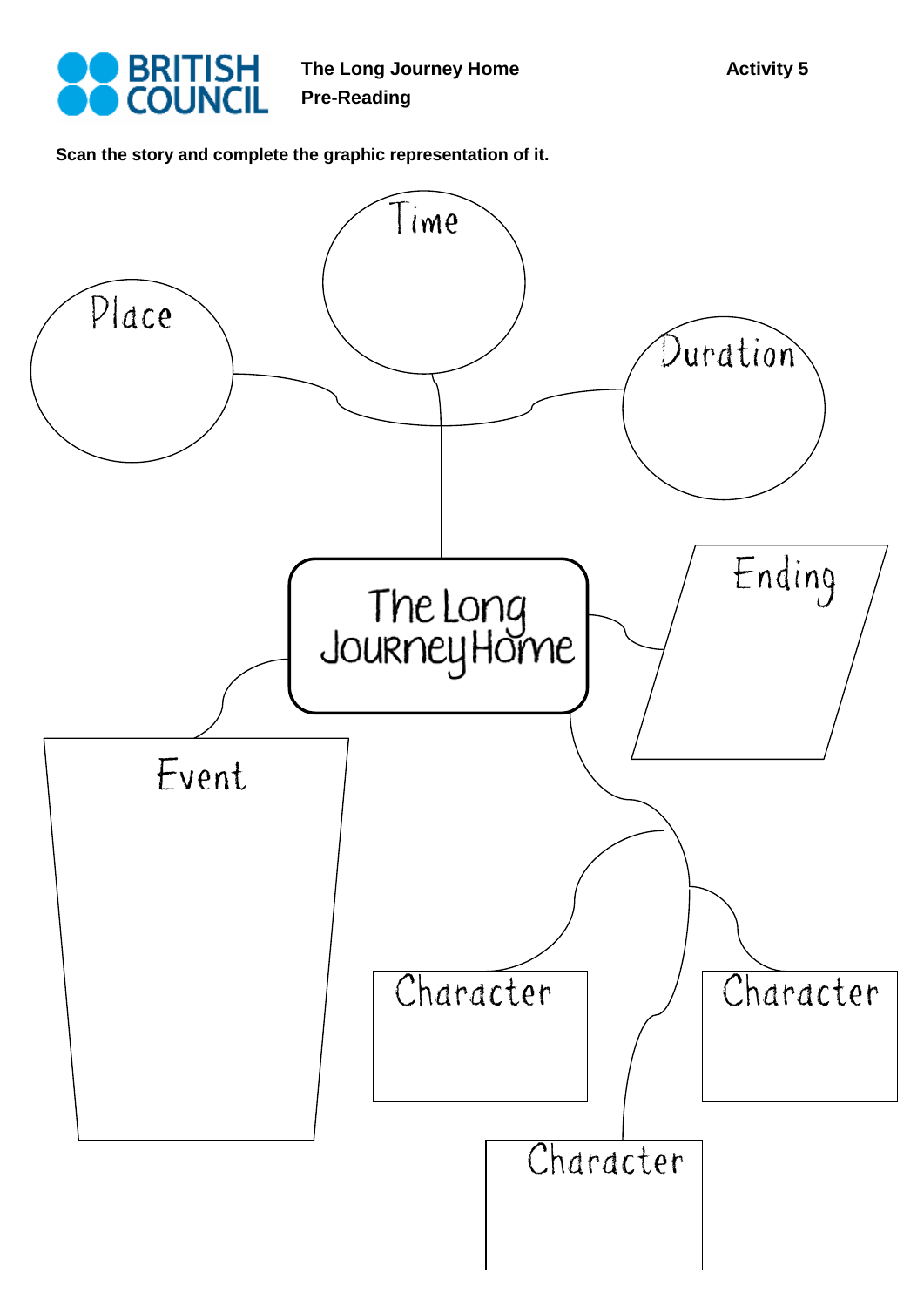**The Long Journey Home**
**Pre-Reading**

**Activity 5**

**Scan the story and complete the graphic representation of it.**

The Long Journey Home

Time

Place

Duration

Ending

Event

Character

Character

Character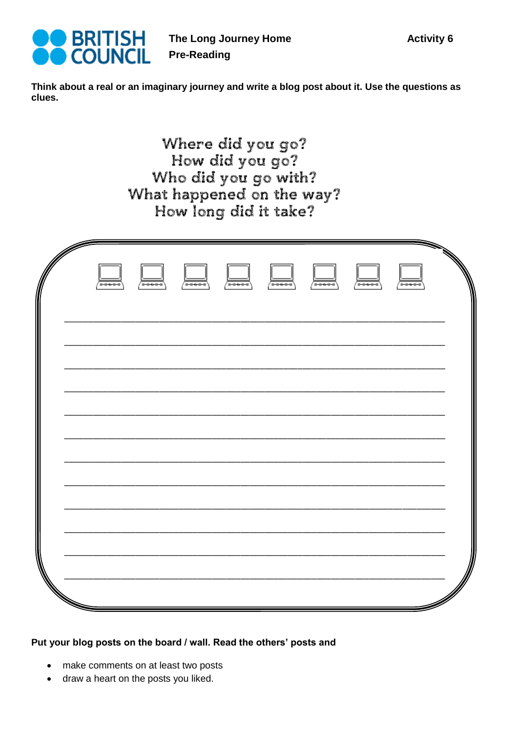**The Long Journey Home**
**Pre-Reading**

**Activity 6**

**Think about a real or an imaginary journey and write a blog post about it. Use the questions as clues.**

Where did you go?
How did you go?
Who did you go with?
What happened on the way?
How long did it take?

______________________________________________________________________

______________________________________________________________________

______________________________________________________________________

______________________________________________________________________

______________________________________________________________________

______________________________________________________________________

______________________________________________________________________

______________________________________________________________________

______________________________________________________________________

______________________________________________________________________

______________________________________________________________________

______________________________________________________________________

**Put your blog posts on the board / wall. Read the others' posts and**

- make comments on at least two posts
- draw a heart on the posts you liked.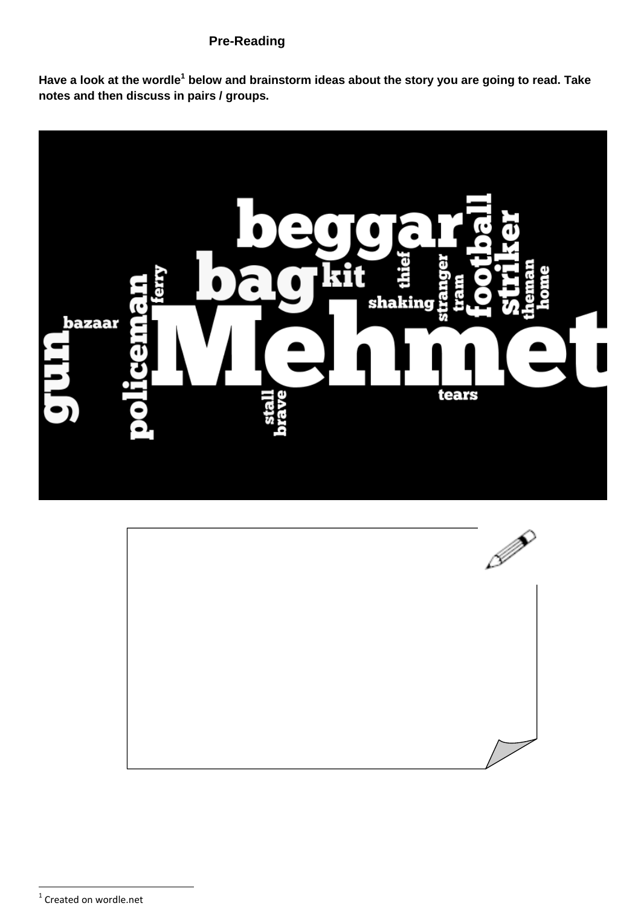## Pre-Reading

**Have a look at the wordle[1] below and brainstorm ideas about the story you are going to read. Take notes and then discuss in pairs / groups.**

beggar
football
striker
bag
kit
thief
stranger
tram
theman
home
ferry
shaking
bazaar
gun
policeman
Mehmet
tears
stall
brave

[1] Created on wordle.net